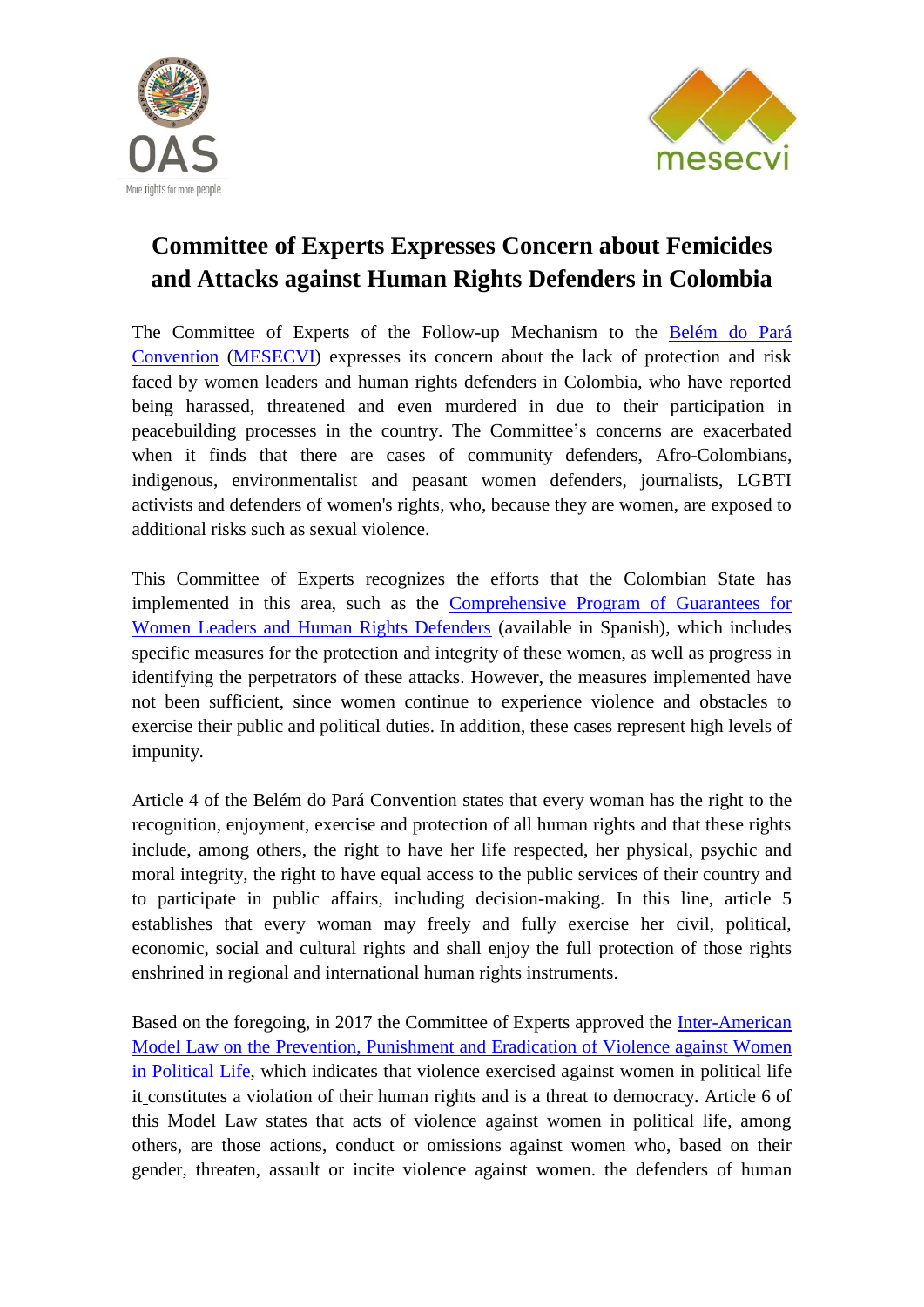# Committee of Experts Expresses Concern about Femicides and Attacks against Human Rights Defenders in Colombia

The Committee of Experts of the Follow-up Mechanism to the Belém do Pará Convention (MESECVI) expresses its concern about the lack of protection and risk faced by women leaders and human rights defenders in Colombia, who have reported being harassed, threatened and even murdered in due to their participation in peacebuilding processes in the country. The Committee's concerns are exacerbated when it finds that there are cases of community defenders, Afro-Colombians, indigenous, environmentalist and peasant women defenders, journalists, LGBTI activists and defenders of women's rights, who, because they are women, are exposed to additional risks such as sexual violence.

This Committee of Experts recognizes the efforts that the Colombian State has implemented in this area, such as the Comprehensive Program of Guarantees for Women Leaders and Human Rights Defenders (available in Spanish), which includes specific measures for the protection and integrity of these women, as well as progress in identifying the perpetrators of these attacks. However, the measures implemented have not been sufficient, since women continue to experience violence and obstacles to exercise their public and political duties. In addition, these cases represent high levels of impunity.

Article 4 of the Belém do Pará Convention states that every woman has the right to the recognition, enjoyment, exercise and protection of all human rights and that these rights include, among others, the right to have her life respected, her physical, psychic and moral integrity, the right to have equal access to the public services of their country and to participate in public affairs, including decision-making. In this line, article 5 establishes that every woman may freely and fully exercise her civil, political, economic, social and cultural rights and shall enjoy the full protection of those rights enshrined in regional and international human rights instruments.

Based on the foregoing, in 2017 the Committee of Experts approved the Inter-American Model Law on the Prevention, Punishment and Eradication of Violence against Women in Political Life, which indicates that violence exercised against women in political life it constitutes a violation of their human rights and is a threat to democracy. Article 6 of this Model Law states that acts of violence against women in political life, among others, are those actions, conduct or omissions against women who, based on their gender, threaten, assault or incite violence against women. the defenders of human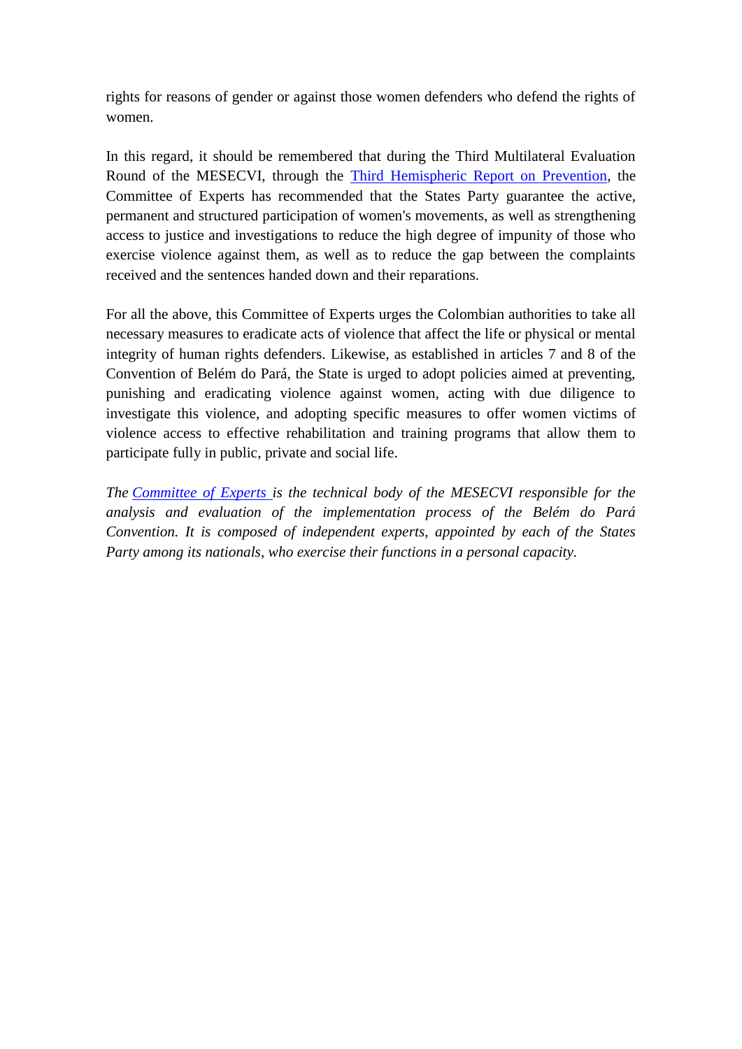rights for reasons of gender or against those women defenders who defend the rights of women.

In this regard, it should be remembered that during the Third Multilateral Evaluation Round of the MESECVI, through the Third Hemispheric Report on Prevention, the Committee of Experts has recommended that the States Party guarantee the active, permanent and structured participation of women's movements, as well as strengthening access to justice and investigations to reduce the high degree of impunity of those who exercise violence against them, as well as to reduce the gap between the complaints received and the sentences handed down and their reparations.

For all the above, this Committee of Experts urges the Colombian authorities to take all necessary measures to eradicate acts of violence that affect the life or physical or mental integrity of human rights defenders. Likewise, as established in articles 7 and 8 of the Convention of Belém do Pará, the State is urged to adopt policies aimed at preventing, punishing and eradicating violence against women, acting with due diligence to investigate this violence, and adopting specific measures to offer women victims of violence access to effective rehabilitation and training programs that allow them to participate fully in public, private and social life.

*The Committee of Experts is the technical body of the MESECVI responsible for the analysis and evaluation of the implementation process of the Belém do Pará Convention. It is composed of independent experts, appointed by each of the States Party among its nationals, who exercise their functions in a personal capacity.*